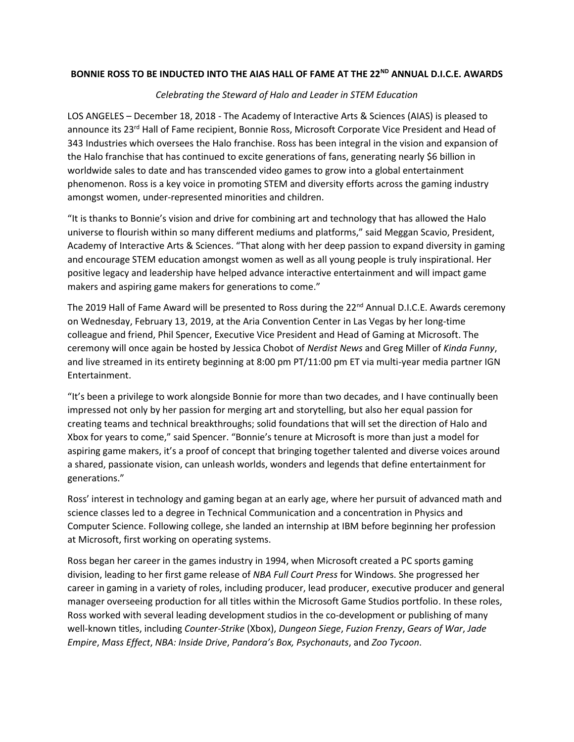# BONNIE ROSS TO BE INDUCTED INTO THE AIAS HALL OF FAME AT THE 22ND ANNUAL D.I.C.E. AWARDS

*Celebrating the Steward of Halo and Leader in STEM Education*

LOS ANGELES – December 18, 2018 - The Academy of Interactive Arts & Sciences (AIAS) is pleased to announce its 23rd Hall of Fame recipient, Bonnie Ross, Microsoft Corporate Vice President and Head of 343 Industries which oversees the Halo franchise. Ross has been integral in the vision and expansion of the Halo franchise that has continued to excite generations of fans, generating nearly $6 billion in worldwide sales to date and has transcended video games to grow into a global entertainment phenomenon. Ross is a key voice in promoting STEM and diversity efforts across the gaming industry amongst women, under-represented minorities and children.

"It is thanks to Bonnie's vision and drive for combining art and technology that has allowed the Halo universe to flourish within so many different mediums and platforms," said Meggan Scavio, President, Academy of Interactive Arts & Sciences. "That along with her deep passion to expand diversity in gaming and encourage STEM education amongst women as well as all young people is truly inspirational. Her positive legacy and leadership have helped advance interactive entertainment and will impact game makers and aspiring game makers for generations to come."

The 2019 Hall of Fame Award will be presented to Ross during the 22nd Annual D.I.C.E. Awards ceremony on Wednesday, February 13, 2019, at the Aria Convention Center in Las Vegas by her long-time colleague and friend, Phil Spencer, Executive Vice President and Head of Gaming at Microsoft. The ceremony will once again be hosted by Jessica Chobot of *Nerdist News* and Greg Miller of *Kinda Funny*, and live streamed in its entirety beginning at 8:00 pm PT/11:00 pm ET via multi-year media partner IGN Entertainment.

"It's been a privilege to work alongside Bonnie for more than two decades, and I have continually been impressed not only by her passion for merging art and storytelling, but also her equal passion for creating teams and technical breakthroughs; solid foundations that will set the direction of Halo and Xbox for years to come," said Spencer. "Bonnie's tenure at Microsoft is more than just a model for aspiring game makers, it's a proof of concept that bringing together talented and diverse voices around a shared, passionate vision, can unleash worlds, wonders and legends that define entertainment for generations."

Ross' interest in technology and gaming began at an early age, where her pursuit of advanced math and science classes led to a degree in Technical Communication and a concentration in Physics and Computer Science. Following college, she landed an internship at IBM before beginning her profession at Microsoft, first working on operating systems.

Ross began her career in the games industry in 1994, when Microsoft created a PC sports gaming division, leading to her first game release of *NBA Full Court Press* for Windows. She progressed her career in gaming in a variety of roles, including producer, lead producer, executive producer and general manager overseeing production for all titles within the Microsoft Game Studios portfolio. In these roles, Ross worked with several leading development studios in the co-development or publishing of many well-known titles, including *Counter-Strike* (Xbox), *Dungeon Siege*, *Fuzion Frenzy*, *Gears of War*, *Jade Empire*, *Mass Effect*, *NBA: Inside Drive*, *Pandora's Box, Psychonauts*, and *Zoo Tycoon*.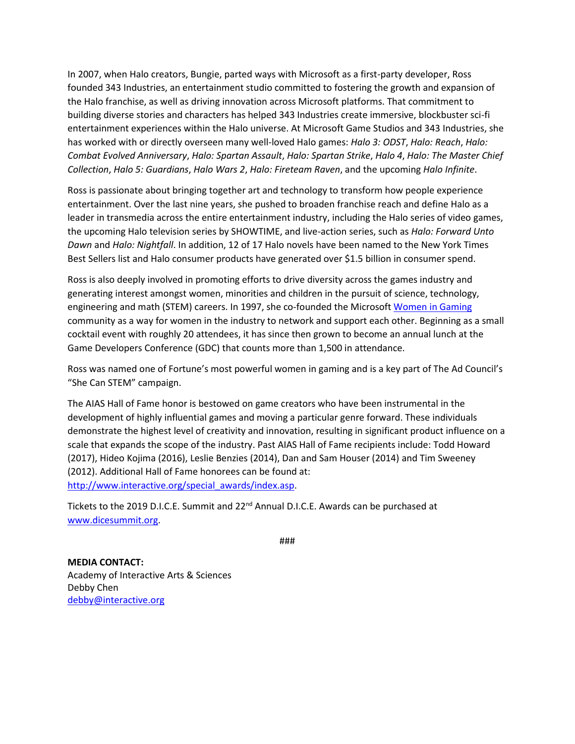In 2007, when Halo creators, Bungie, parted ways with Microsoft as a first-party developer, Ross founded 343 Industries, an entertainment studio committed to fostering the growth and expansion of the Halo franchise, as well as driving innovation across Microsoft platforms. That commitment to building diverse stories and characters has helped 343 Industries create immersive, blockbuster sci-fi entertainment experiences within the Halo universe. At Microsoft Game Studios and 343 Industries, she has worked with or directly overseen many well-loved Halo games: *Halo 3: ODST*, *Halo: Reach*, *Halo: Combat Evolved Anniversary*, *Halo: Spartan Assault*, *Halo: Spartan Strike*, *Halo 4*, *Halo: The Master Chief Collection*, *Halo 5: Guardians*, *Halo Wars 2*, *Halo: Fireteam Raven*, and the upcoming *Halo Infinite*.

Ross is passionate about bringing together art and technology to transform how people experience entertainment. Over the last nine years, she pushed to broaden franchise reach and define Halo as a leader in transmedia across the entire entertainment industry, including the Halo series of video games, the upcoming Halo television series by SHOWTIME, and live-action series, such as *Halo: Forward Unto Dawn* and *Halo: Nightfall*. In addition, 12 of 17 Halo novels have been named to the New York Times Best Sellers list and Halo consumer products have generated over $1.5 billion in consumer spend.

Ross is also deeply involved in promoting efforts to drive diversity across the games industry and generating interest amongst women, minorities and children in the pursuit of science, technology, engineering and math (STEM) careers. In 1997, she co-founded the Microsoft [Women in Gaming] community as a way for women in the industry to network and support each other. Beginning as a small cocktail event with roughly 20 attendees, it has since then grown to become an annual lunch at the Game Developers Conference (GDC) that counts more than 1,500 in attendance.

Ross was named one of Fortune's most powerful women in gaming and is a key part of The Ad Council's "She Can STEM" campaign.

The AIAS Hall of Fame honor is bestowed on game creators who have been instrumental in the development of highly influential games and moving a particular genre forward. These individuals demonstrate the highest level of creativity and innovation, resulting in significant product influence on a scale that expands the scope of the industry. Past AIAS Hall of Fame recipients include: Todd Howard (2017), Hideo Kojima (2016), Leslie Benzies (2014), Dan and Sam Houser (2014) and Tim Sweeney (2012). Additional Hall of Fame honorees can be found at: http://www.interactive.org/special_awards/index.asp.

Tickets to the 2019 D.I.C.E. Summit and 22nd Annual D.I.C.E. Awards can be purchased at www.dicesummit.org.

###

**MEDIA CONTACT:**
Academy of Interactive Arts & Sciences
Debby Chen
debby@interactive.org